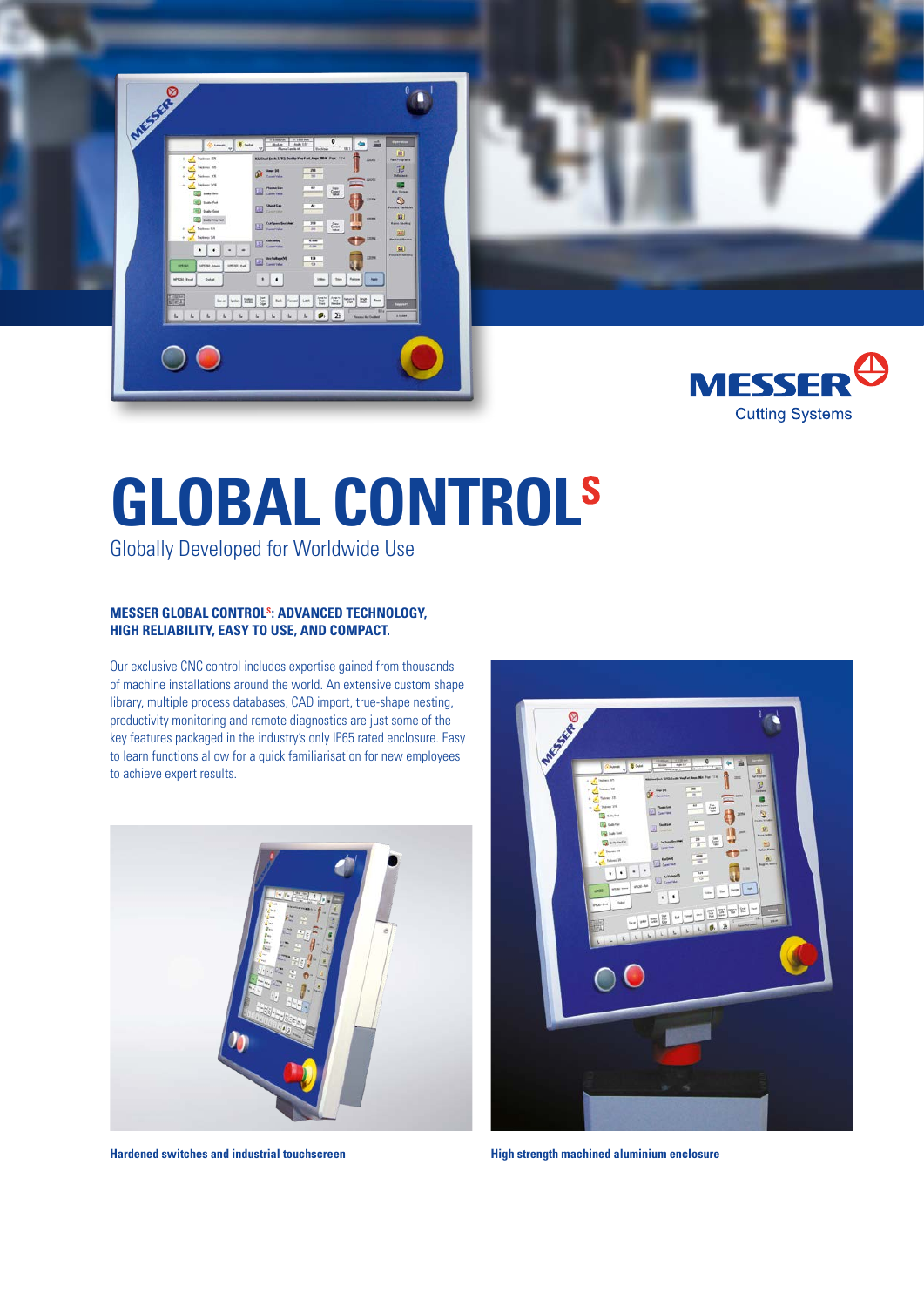MESSER
Cutting Systems

# GLOBAL CONTROL[S]

Globally Developed for Worldwide Use

### MESSER GLOBAL CONTROL[S]: ADVANCED TECHNOLOGY, HIGH RELIABILITY, EASY TO USE, AND COMPACT.

Our exclusive CNC control includes expertise gained from thousands of machine installations around the world. An extensive custom shape library, multiple process databases, CAD import, true-shape nesting, productivity monitoring and remote diagnostics are just some of the key features packaged in the industry's only IP65 rated enclosure. Easy to learn functions allow for a quick familiarisation for new employees to achieve expert results.

**Hardened switches and industrial touchscreen**

**High strength machined aluminium enclosure**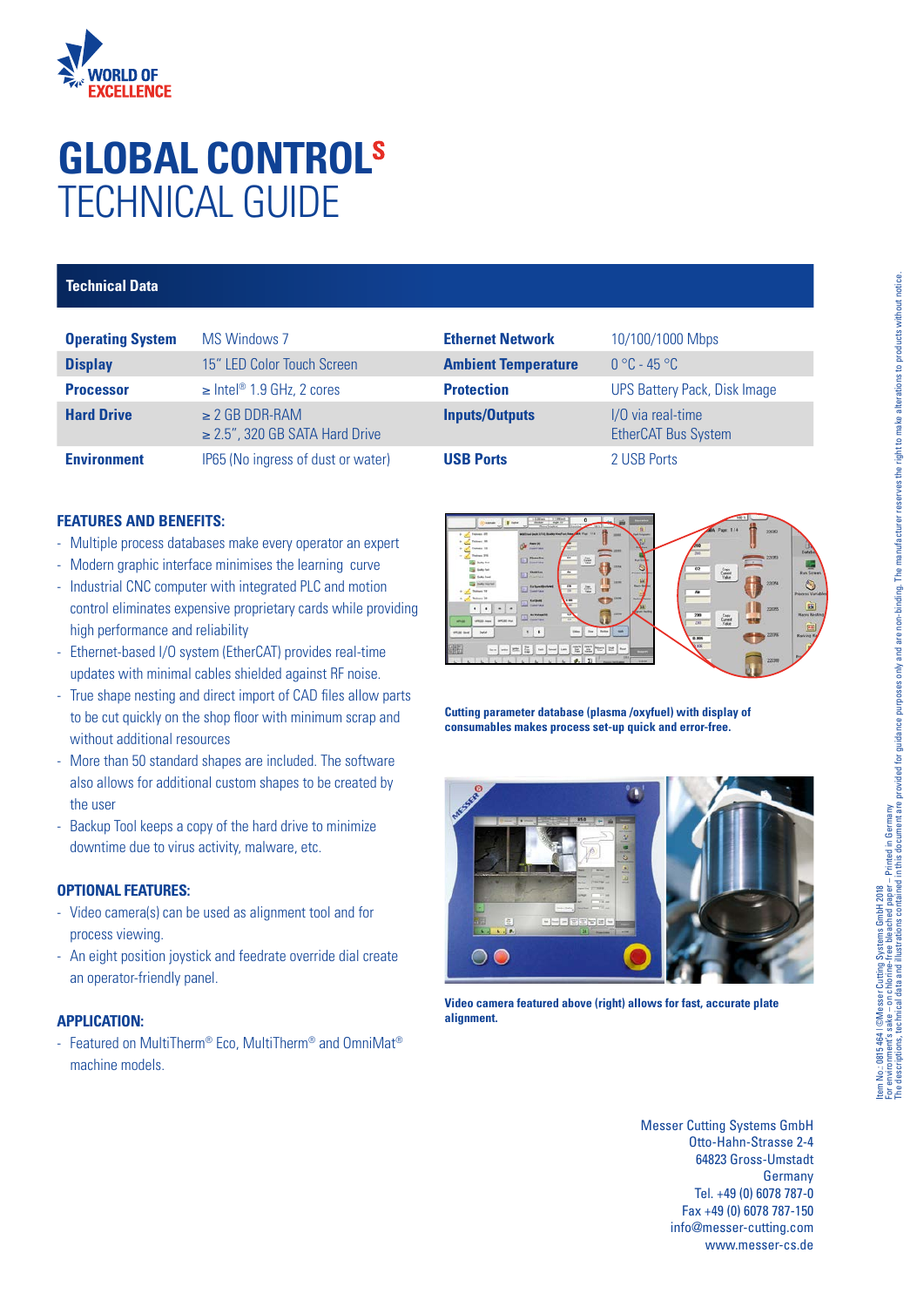WORLD OF EXCELLENCE

# GLOBAL CONTROL[S]
# TECHNICAL GUIDE

## Technical Data

| | | | |
|---|---|---|---|
| **Operating System** | MS Windows 7 | **Ethernet Network** | 10/100/1000 Mbps |
| **Display** | 15" LED Color Touch Screen | **Ambient Temperature** | 0 °C - 45 °C |
| **Processor** | ≥ Intel® 1.9 GHz, 2 cores | **Protection** | UPS Battery Pack, Disk Image |
| **Hard Drive** | ≥ 2 GB DDR-RAM<br>≥ 2.5", 320 GB SATA Hard Drive | **Inputs/Outputs** | I/O via real-time EtherCAT Bus System |
| **Environment** | IP65 (No ingress of dust or water) | **USB Ports** | 2 USB Ports |

### FEATURES AND BENEFITS:

- Multiple process databases make every operator an expert
- Modern graphic interface minimises the learning curve
- Industrial CNC computer with integrated PLC and motion control eliminates expensive proprietary cards while providing high performance and reliability
- Ethernet-based I/O system (EtherCAT) provides real-time updates with minimal cables shielded against RF noise.
- True shape nesting and direct import of CAD files allow parts to be cut quickly on the shop floor with minimum scrap and without additional resources
- More than 50 standard shapes are included. The software also allows for additional custom shapes to be created by the user
- Backup Tool keeps a copy of the hard drive to minimize downtime due to virus activity, malware, etc.

### OPTIONAL FEATURES:

- Video camera(s) can be used as alignment tool and for process viewing.
- An eight position joystick and feedrate override dial create an operator-friendly panel.

### APPLICATION:

- Featured on MultiTherm® Eco, MultiTherm® and OmniMat® machine models.

**Cutting parameter database (plasma /oxyfuel) with display of consumables makes process set-up quick and error-free.**

**Video camera featured above (right) allows for fast, accurate plate alignment.**

Messer Cutting Systems GmbH
Otto-Hahn-Strasse 2-4
64823 Gross-Umstadt
Germany
Tel. +49 (0) 6078 787-0
Fax +49 (0) 6078 787-150
info@messer-cutting.com
www.messer-cs.de

Item No.: 0815 464 | ©Messer Cutting Systems GmbH 2018 – Printed in Germany
For environment's sake – on chlorine-free bleached paper – The descriptions, technical data and illustrations contained in this document are provided for guidance purposes only and are non-binding. The manufacturer reserves the right to make alterations to products without notice.